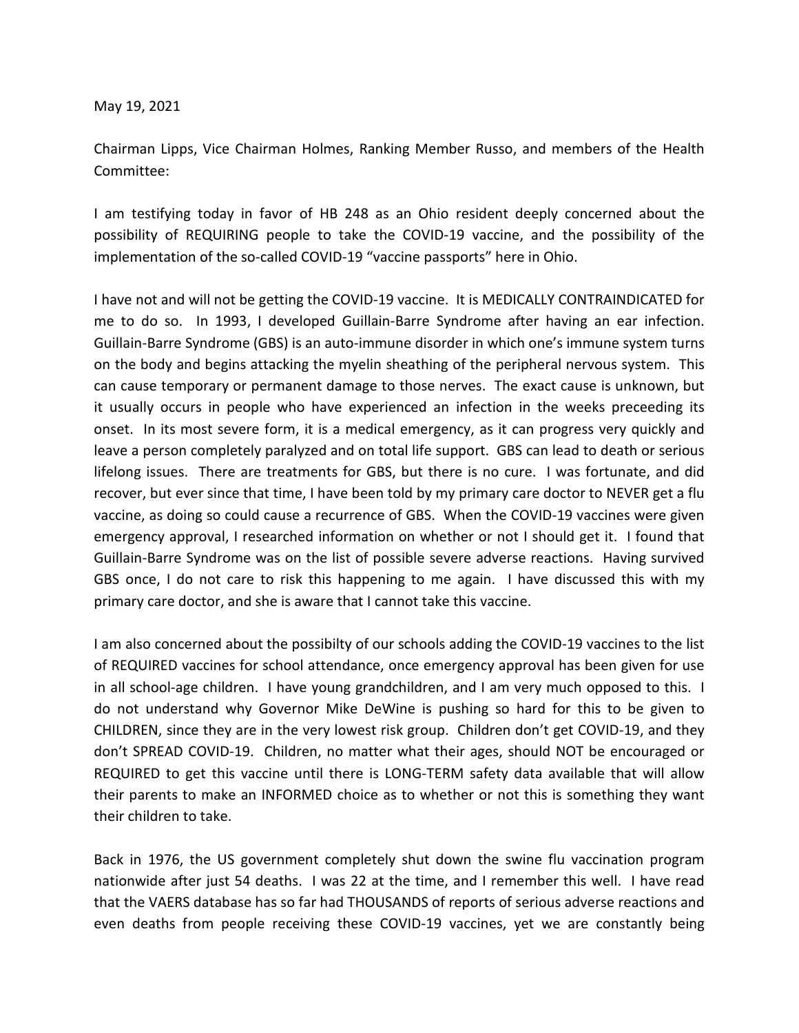May 19, 2021

Chairman Lipps, Vice Chairman Holmes, Ranking Member Russo, and members of the Health Committee:

I am testifying today in favor of HB 248 as an Ohio resident deeply concerned about the possibility of REQUIRING people to take the COVID-19 vaccine, and the possibility of the implementation of the so-called COVID-19 "vaccine passports" here in Ohio.

I have not and will not be getting the COVID-19 vaccine. It is MEDICALLY CONTRAINDICATED for me to do so. In 1993, I developed Guillain-Barre Syndrome after having an ear infection. Guillain-Barre Syndrome (GBS) is an auto-immune disorder in which one's immune system turns on the body and begins attacking the myelin sheathing of the peripheral nervous system. This can cause temporary or permanent damage to those nerves. The exact cause is unknown, but it usually occurs in people who have experienced an infection in the weeks preceeding its onset. In its most severe form, it is a medical emergency, as it can progress very quickly and leave a person completely paralyzed and on total life support. GBS can lead to death or serious lifelong issues. There are treatments for GBS, but there is no cure. I was fortunate, and did recover, but ever since that time, I have been told by my primary care doctor to NEVER get a flu vaccine, as doing so could cause a recurrence of GBS. When the COVID-19 vaccines were given emergency approval, I researched information on whether or not I should get it. I found that Guillain-Barre Syndrome was on the list of possible severe adverse reactions. Having survived GBS once, I do not care to risk this happening to me again. I have discussed this with my primary care doctor, and she is aware that I cannot take this vaccine.

I am also concerned about the possibilty of our schools adding the COVID-19 vaccines to the list of REQUIRED vaccines for school attendance, once emergency approval has been given for use in all school-age children. I have young grandchildren, and I am very much opposed to this. I do not understand why Governor Mike DeWine is pushing so hard for this to be given to CHILDREN, since they are in the very lowest risk group. Children don't get COVID-19, and they don't SPREAD COVID-19. Children, no matter what their ages, should NOT be encouraged or REQUIRED to get this vaccine until there is LONG-TERM safety data available that will allow their parents to make an INFORMED choice as to whether or not this is something they want their children to take.

Back in 1976, the US government completely shut down the swine flu vaccination program nationwide after just 54 deaths. I was 22 at the time, and I remember this well. I have read that the VAERS database has so far had THOUSANDS of reports of serious adverse reactions and even deaths from people receiving these COVID-19 vaccines, yet we are constantly being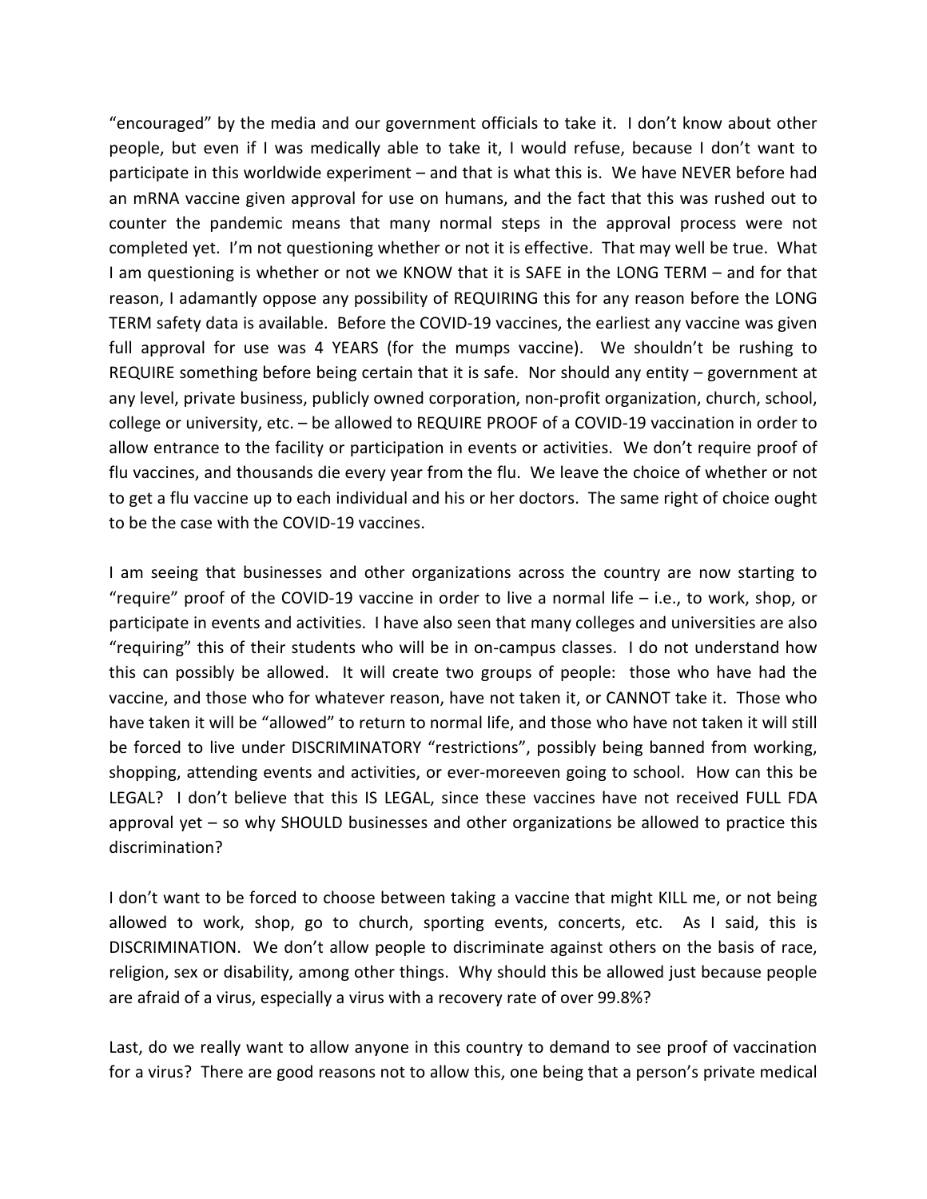“encouraged” by the media and our government officials to take it. I don’t know about other people, but even if I was medically able to take it, I would refuse, because I don’t want to participate in this worldwide experiment – and that is what this is. We have NEVER before had an mRNA vaccine given approval for use on humans, and the fact that this was rushed out to counter the pandemic means that many normal steps in the approval process were not completed yet. I’m not questioning whether or not it is effective. That may well be true. What I am questioning is whether or not we KNOW that it is SAFE in the LONG TERM – and for that reason, I adamantly oppose any possibility of REQUIRING this for any reason before the LONG TERM safety data is available. Before the COVID-19 vaccines, the earliest any vaccine was given full approval for use was 4 YEARS (for the mumps vaccine). We shouldn’t be rushing to REQUIRE something before being certain that it is safe. Nor should any entity – government at any level, private business, publicly owned corporation, non-profit organization, church, school, college or university, etc. – be allowed to REQUIRE PROOF of a COVID-19 vaccination in order to allow entrance to the facility or participation in events or activities. We don’t require proof of flu vaccines, and thousands die every year from the flu. We leave the choice of whether or not to get a flu vaccine up to each individual and his or her doctors. The same right of choice ought to be the case with the COVID-19 vaccines.

I am seeing that businesses and other organizations across the country are now starting to “require” proof of the COVID-19 vaccine in order to live a normal life – i.e., to work, shop, or participate in events and activities. I have also seen that many colleges and universities are also “requiring” this of their students who will be in on-campus classes. I do not understand how this can possibly be allowed. It will create two groups of people: those who have had the vaccine, and those who for whatever reason, have not taken it, or CANNOT take it. Those who have taken it will be “allowed” to return to normal life, and those who have not taken it will still be forced to live under DISCRIMINATORY “restrictions”, possibly being banned from working, shopping, attending events and activities, or ever-moreeven going to school. How can this be LEGAL? I don’t believe that this IS LEGAL, since these vaccines have not received FULL FDA approval yet – so why SHOULD businesses and other organizations be allowed to practice this discrimination?

I don’t want to be forced to choose between taking a vaccine that might KILL me, or not being allowed to work, shop, go to church, sporting events, concerts, etc. As I said, this is DISCRIMINATION. We don’t allow people to discriminate against others on the basis of race, religion, sex or disability, among other things. Why should this be allowed just because people are afraid of a virus, especially a virus with a recovery rate of over 99.8%?

Last, do we really want to allow anyone in this country to demand to see proof of vaccination for a virus? There are good reasons not to allow this, one being that a person’s private medical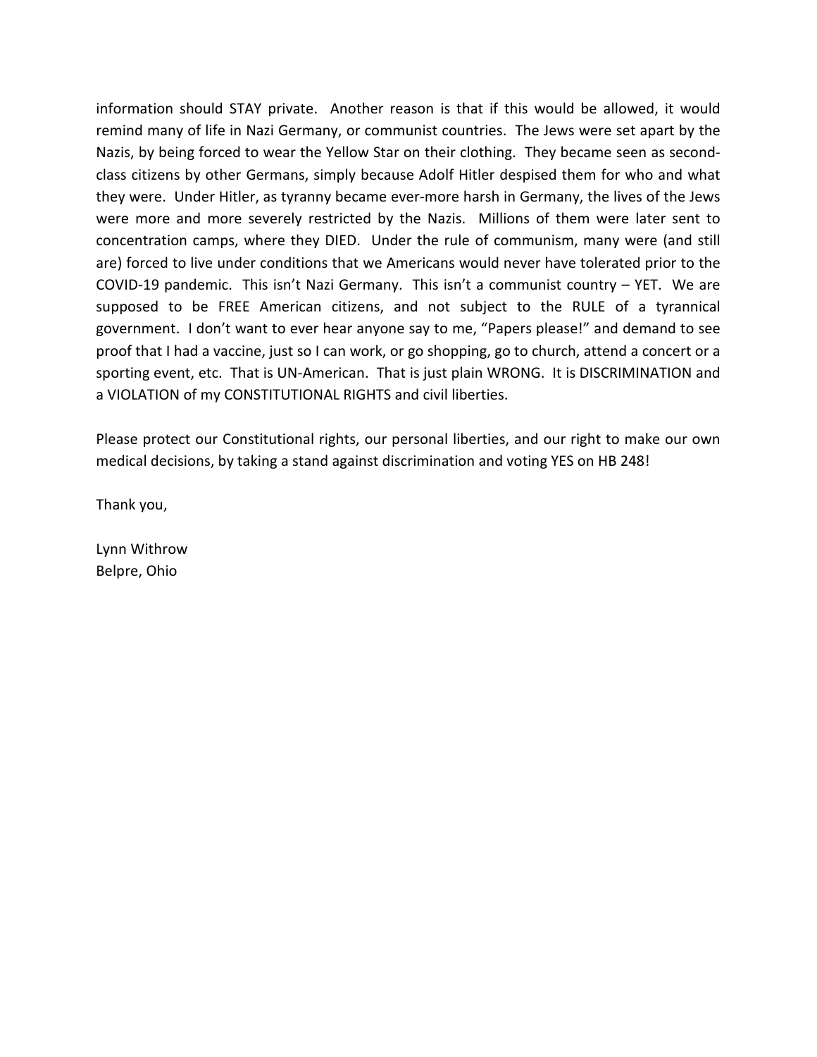information should STAY private. Another reason is that if this would be allowed, it would remind many of life in Nazi Germany, or communist countries. The Jews were set apart by the Nazis, by being forced to wear the Yellow Star on their clothing. They became seen as second-class citizens by other Germans, simply because Adolf Hitler despised them for who and what they were. Under Hitler, as tyranny became ever-more harsh in Germany, the lives of the Jews were more and more severely restricted by the Nazis. Millions of them were later sent to concentration camps, where they DIED. Under the rule of communism, many were (and still are) forced to live under conditions that we Americans would never have tolerated prior to the COVID-19 pandemic. This isn't Nazi Germany. This isn't a communist country – YET. We are supposed to be FREE American citizens, and not subject to the RULE of a tyrannical government. I don't want to ever hear anyone say to me, "Papers please!" and demand to see proof that I had a vaccine, just so I can work, or go shopping, go to church, attend a concert or a sporting event, etc. That is UN-American. That is just plain WRONG. It is DISCRIMINATION and a VIOLATION of my CONSTITUTIONAL RIGHTS and civil liberties.

Please protect our Constitutional rights, our personal liberties, and our right to make our own medical decisions, by taking a stand against discrimination and voting YES on HB 248!

Thank you,

Lynn Withrow  
Belpre, Ohio